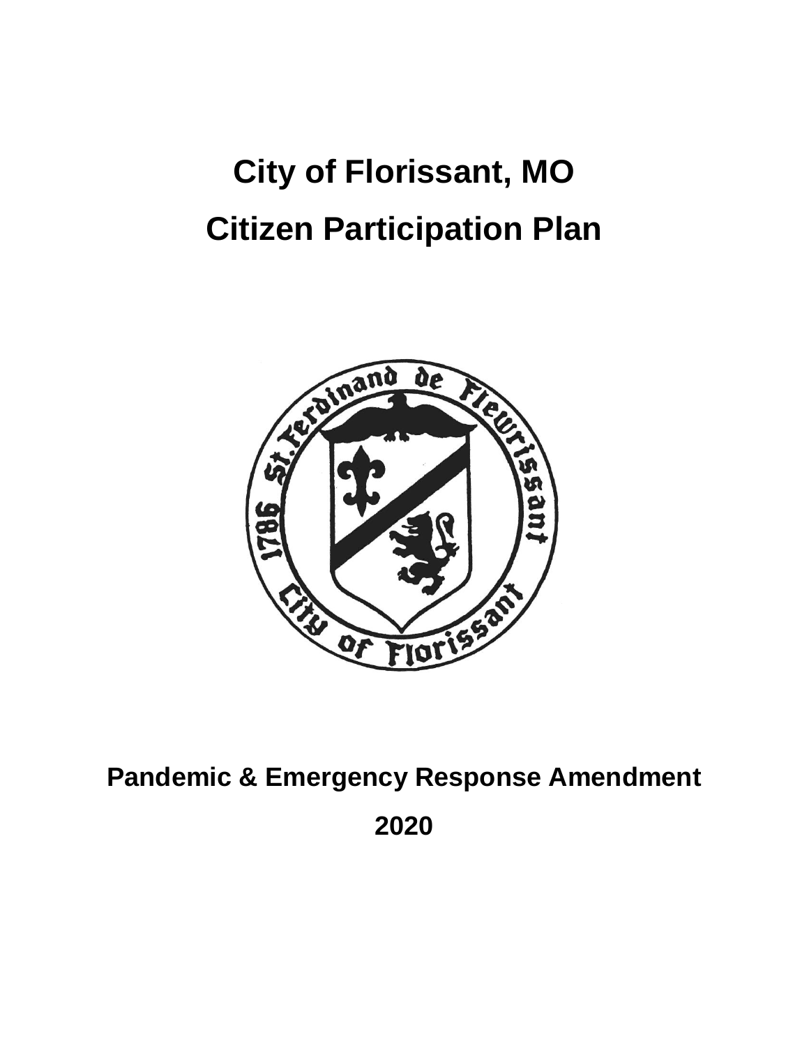# City of Florissant, MO

# Citizen Participation Plan

## Pandemic & Emergency Response Amendment

## 2020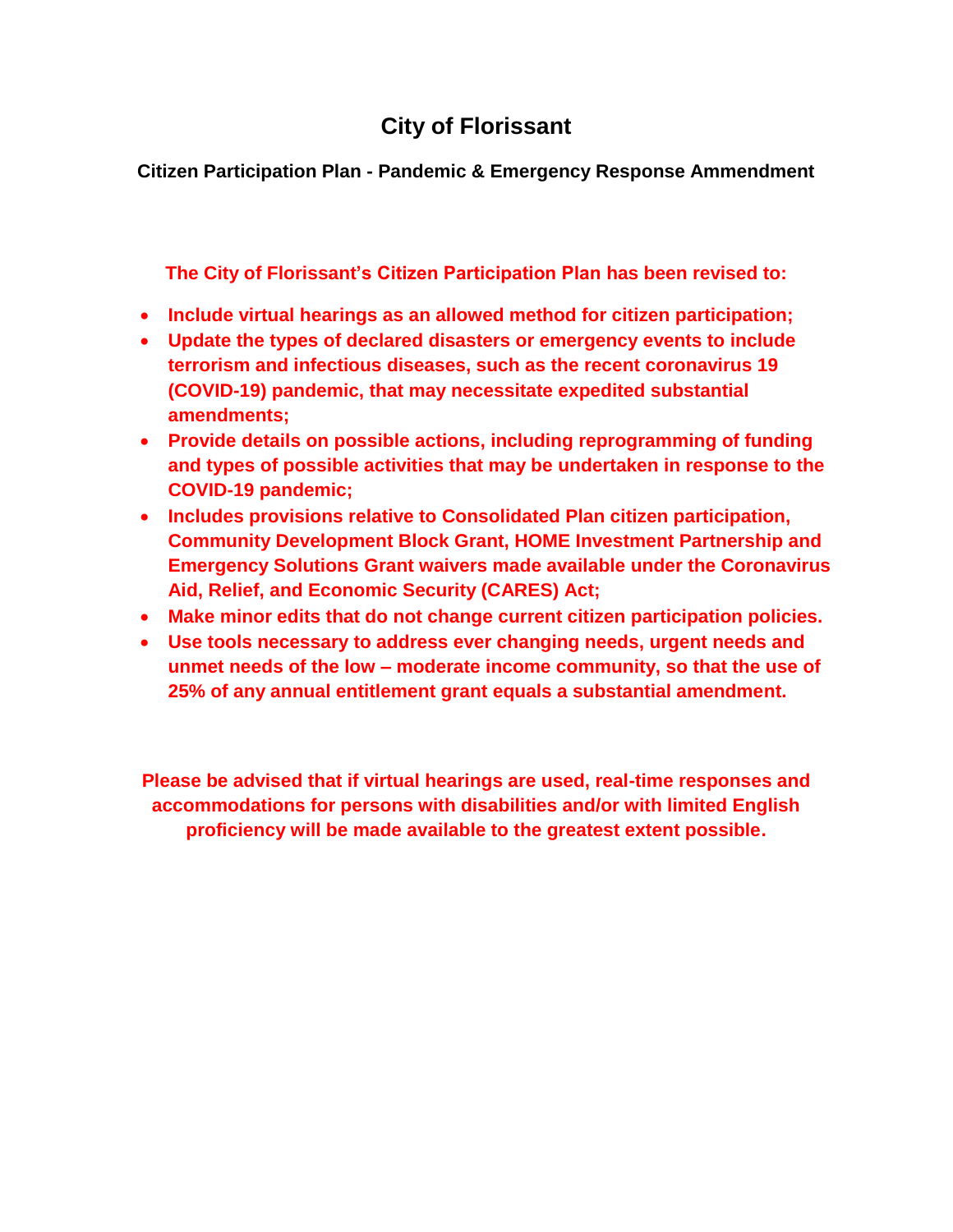# City of Florissant

## Citizen Participation Plan - Pandemic & Emergency Response Ammendment

**The City of Florissant's Citizen Participation Plan has been revised to:**

- **Include virtual hearings as an allowed method for citizen participation;**
- **Update the types of declared disasters or emergency events to include terrorism and infectious diseases, such as the recent coronavirus 19 (COVID-19) pandemic, that may necessitate expedited substantial amendments;**
- **Provide details on possible actions, including reprogramming of funding and types of possible activities that may be undertaken in response to the COVID-19 pandemic;**
- **Includes provisions relative to Consolidated Plan citizen participation, Community Development Block Grant, HOME Investment Partnership and Emergency Solutions Grant waivers made available under the Coronavirus Aid, Relief, and Economic Security (CARES) Act;**
- **Make minor edits that do not change current citizen participation policies.**
- **Use tools necessary to address ever changing needs, urgent needs and unmet needs of the low – moderate income community, so that the use of 25% of any annual entitlement grant equals a substantial amendment.**

**Please be advised that if virtual hearings are used, real-time responses and accommodations for persons with disabilities and/or with limited English proficiency will be made available to the greatest extent possible.**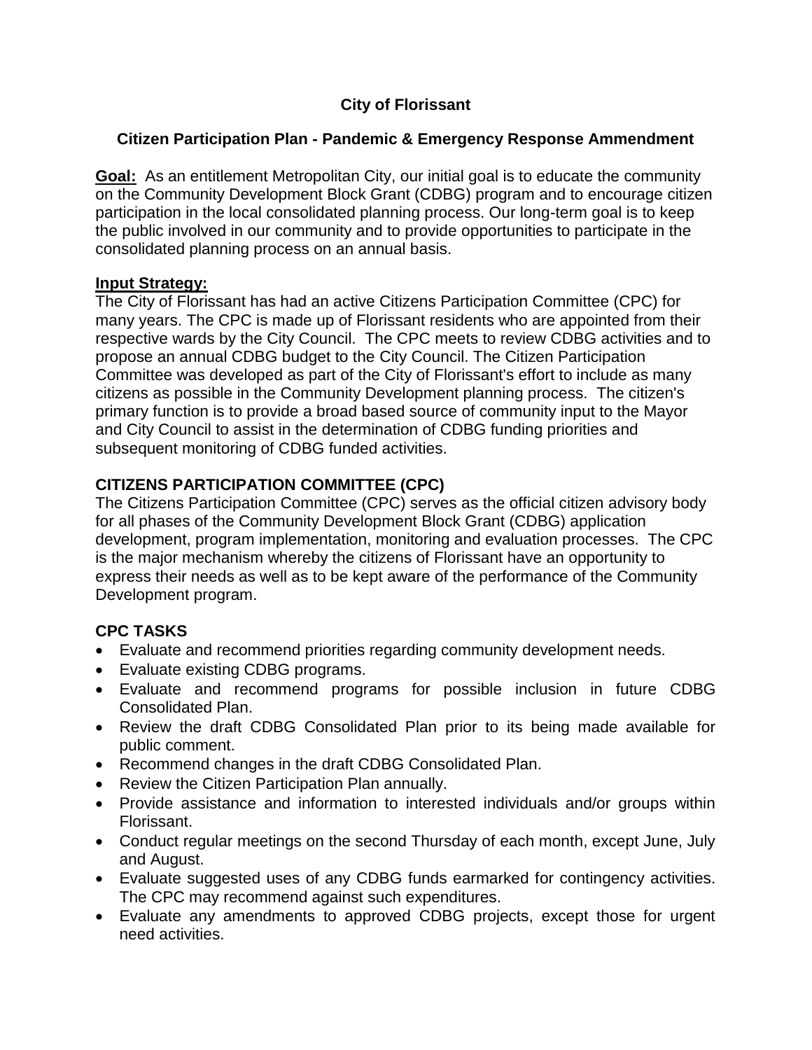**City of Florissant**

**Citizen Participation Plan - Pandemic & Emergency Response Ammendment**

**Goal:** As an entitlement Metropolitan City, our initial goal is to educate the community on the Community Development Block Grant (CDBG) program and to encourage citizen participation in the local consolidated planning process. Our long-term goal is to keep the public involved in our community and to provide opportunities to participate in the consolidated planning process on an annual basis.

**Input Strategy:**
The City of Florissant has had an active Citizens Participation Committee (CPC) for many years. The CPC is made up of Florissant residents who are appointed from their respective wards by the City Council. The CPC meets to review CDBG activities and to propose an annual CDBG budget to the City Council. The Citizen Participation Committee was developed as part of the City of Florissant's effort to include as many citizens as possible in the Community Development planning process. The citizen's primary function is to provide a broad based source of community input to the Mayor and City Council to assist in the determination of CDBG funding priorities and subsequent monitoring of CDBG funded activities.

## CITIZENS PARTICIPATION COMMITTEE (CPC)

The Citizens Participation Committee (CPC) serves as the official citizen advisory body for all phases of the Community Development Block Grant (CDBG) application development, program implementation, monitoring and evaluation processes. The CPC is the major mechanism whereby the citizens of Florissant have an opportunity to express their needs as well as to be kept aware of the performance of the Community Development program.

## CPC TASKS

- Evaluate and recommend priorities regarding community development needs.
- Evaluate existing CDBG programs.
- Evaluate and recommend programs for possible inclusion in future CDBG Consolidated Plan.
- Review the draft CDBG Consolidated Plan prior to its being made available for public comment.
- Recommend changes in the draft CDBG Consolidated Plan.
- Review the Citizen Participation Plan annually.
- Provide assistance and information to interested individuals and/or groups within Florissant.
- Conduct regular meetings on the second Thursday of each month, except June, July and August.
- Evaluate suggested uses of any CDBG funds earmarked for contingency activities. The CPC may recommend against such expenditures.
- Evaluate any amendments to approved CDBG projects, except those for urgent need activities.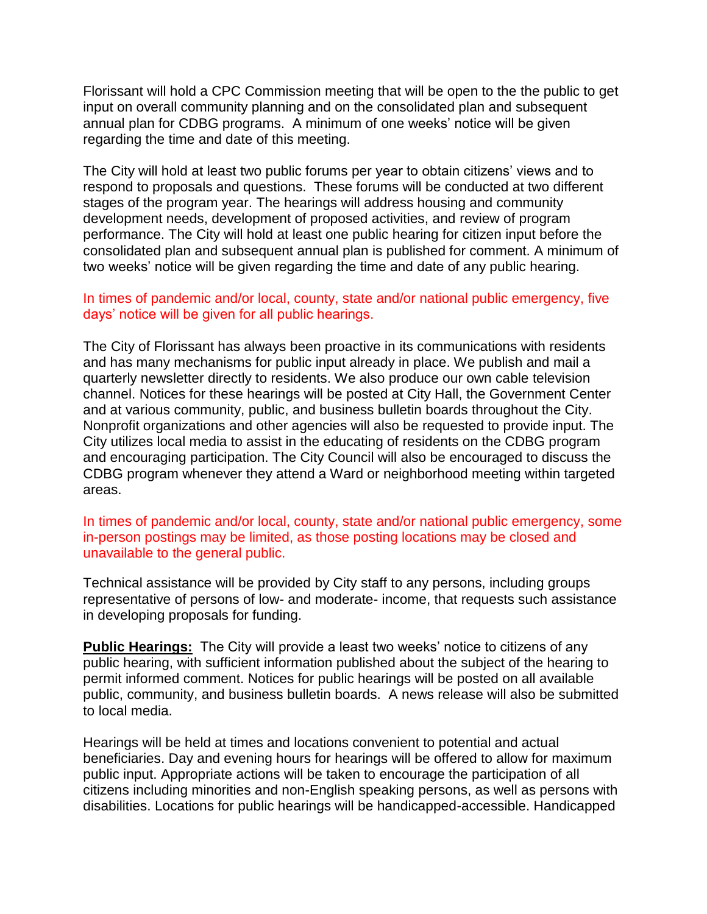Florissant will hold a CPC Commission meeting that will be open to the the public to get input on overall community planning and on the consolidated plan and subsequent annual plan for CDBG programs. A minimum of one weeks' notice will be given regarding the time and date of this meeting.

The City will hold at least two public forums per year to obtain citizens' views and to respond to proposals and questions. These forums will be conducted at two different stages of the program year. The hearings will address housing and community development needs, development of proposed activities, and review of program performance. The City will hold at least one public hearing for citizen input before the consolidated plan and subsequent annual plan is published for comment. A minimum of two weeks' notice will be given regarding the time and date of any public hearing.

In times of pandemic and/or local, county, state and/or national public emergency, five days' notice will be given for all public hearings.

The City of Florissant has always been proactive in its communications with residents and has many mechanisms for public input already in place. We publish and mail a quarterly newsletter directly to residents. We also produce our own cable television channel. Notices for these hearings will be posted at City Hall, the Government Center and at various community, public, and business bulletin boards throughout the City. Nonprofit organizations and other agencies will also be requested to provide input. The City utilizes local media to assist in the educating of residents on the CDBG program and encouraging participation. The City Council will also be encouraged to discuss the CDBG program whenever they attend a Ward or neighborhood meeting within targeted areas.

In times of pandemic and/or local, county, state and/or national public emergency, some in-person postings may be limited, as those posting locations may be closed and unavailable to the general public.

Technical assistance will be provided by City staff to any persons, including groups representative of persons of low- and moderate- income, that requests such assistance in developing proposals for funding.

**Public Hearings:** The City will provide a least two weeks' notice to citizens of any public hearing, with sufficient information published about the subject of the hearing to permit informed comment. Notices for public hearings will be posted on all available public, community, and business bulletin boards. A news release will also be submitted to local media.

Hearings will be held at times and locations convenient to potential and actual beneficiaries. Day and evening hours for hearings will be offered to allow for maximum public input. Appropriate actions will be taken to encourage the participation of all citizens including minorities and non-English speaking persons, as well as persons with disabilities. Locations for public hearings will be handicapped-accessible. Handicapped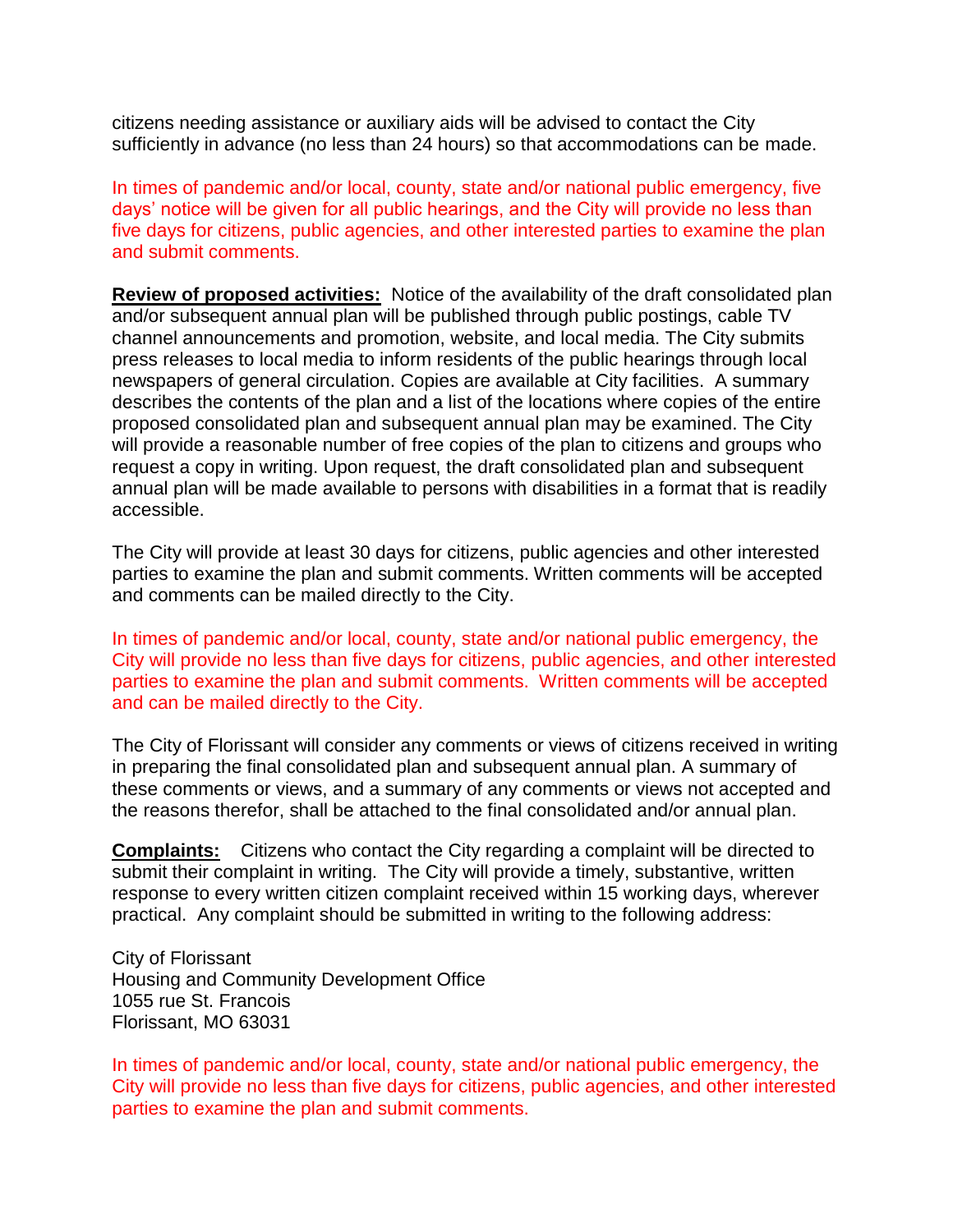citizens needing assistance or auxiliary aids will be advised to contact the City sufficiently in advance (no less than 24 hours) so that accommodations can be made.

In times of pandemic and/or local, county, state and/or national public emergency, five days' notice will be given for all public hearings, and the City will provide no less than five days for citizens, public agencies, and other interested parties to examine the plan and submit comments.

**Review of proposed activities:** Notice of the availability of the draft consolidated plan and/or subsequent annual plan will be published through public postings, cable TV channel announcements and promotion, website, and local media. The City submits press releases to local media to inform residents of the public hearings through local newspapers of general circulation. Copies are available at City facilities. A summary describes the contents of the plan and a list of the locations where copies of the entire proposed consolidated plan and subsequent annual plan may be examined. The City will provide a reasonable number of free copies of the plan to citizens and groups who request a copy in writing. Upon request, the draft consolidated plan and subsequent annual plan will be made available to persons with disabilities in a format that is readily accessible.

The City will provide at least 30 days for citizens, public agencies and other interested parties to examine the plan and submit comments. Written comments will be accepted and comments can be mailed directly to the City.

In times of pandemic and/or local, county, state and/or national public emergency, the City will provide no less than five days for citizens, public agencies, and other interested parties to examine the plan and submit comments. Written comments will be accepted and can be mailed directly to the City.

The City of Florissant will consider any comments or views of citizens received in writing in preparing the final consolidated plan and subsequent annual plan. A summary of these comments or views, and a summary of any comments or views not accepted and the reasons therefor, shall be attached to the final consolidated and/or annual plan.

**Complaints:** Citizens who contact the City regarding a complaint will be directed to submit their complaint in writing. The City will provide a timely, substantive, written response to every written citizen complaint received within 15 working days, wherever practical. Any complaint should be submitted in writing to the following address:

City of Florissant
Housing and Community Development Office
1055 rue St. Francois
Florissant, MO 63031

In times of pandemic and/or local, county, state and/or national public emergency, the City will provide no less than five days for citizens, public agencies, and other interested parties to examine the plan and submit comments.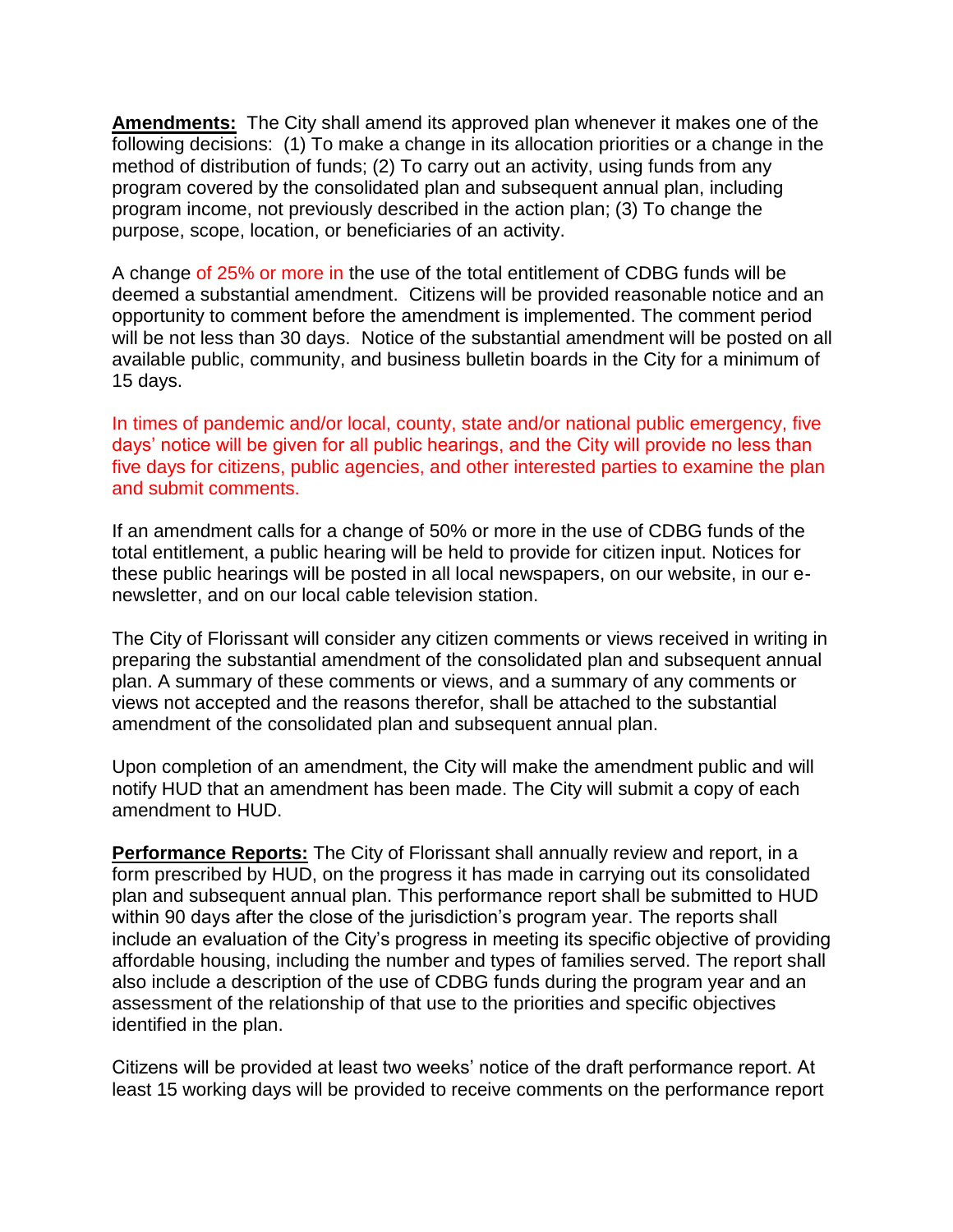**Amendments:** The City shall amend its approved plan whenever it makes one of the following decisions: (1) To make a change in its allocation priorities or a change in the method of distribution of funds; (2) To carry out an activity, using funds from any program covered by the consolidated plan and subsequent annual plan, including program income, not previously described in the action plan; (3) To change the purpose, scope, location, or beneficiaries of an activity.

A change of 25% or more in the use of the total entitlement of CDBG funds will be deemed a substantial amendment. Citizens will be provided reasonable notice and an opportunity to comment before the amendment is implemented. The comment period will be not less than 30 days. Notice of the substantial amendment will be posted on all available public, community, and business bulletin boards in the City for a minimum of 15 days.

In times of pandemic and/or local, county, state and/or national public emergency, five days' notice will be given for all public hearings, and the City will provide no less than five days for citizens, public agencies, and other interested parties to examine the plan and submit comments.

If an amendment calls for a change of 50% or more in the use of CDBG funds of the total entitlement, a public hearing will be held to provide for citizen input. Notices for these public hearings will be posted in all local newspapers, on our website, in our e-newsletter, and on our local cable television station.

The City of Florissant will consider any citizen comments or views received in writing in preparing the substantial amendment of the consolidated plan and subsequent annual plan. A summary of these comments or views, and a summary of any comments or views not accepted and the reasons therefor, shall be attached to the substantial amendment of the consolidated plan and subsequent annual plan.

Upon completion of an amendment, the City will make the amendment public and will notify HUD that an amendment has been made. The City will submit a copy of each amendment to HUD.

**Performance Reports:** The City of Florissant shall annually review and report, in a form prescribed by HUD, on the progress it has made in carrying out its consolidated plan and subsequent annual plan. This performance report shall be submitted to HUD within 90 days after the close of the jurisdiction's program year. The reports shall include an evaluation of the City's progress in meeting its specific objective of providing affordable housing, including the number and types of families served. The report shall also include a description of the use of CDBG funds during the program year and an assessment of the relationship of that use to the priorities and specific objectives identified in the plan.

Citizens will be provided at least two weeks' notice of the draft performance report. At least 15 working days will be provided to receive comments on the performance report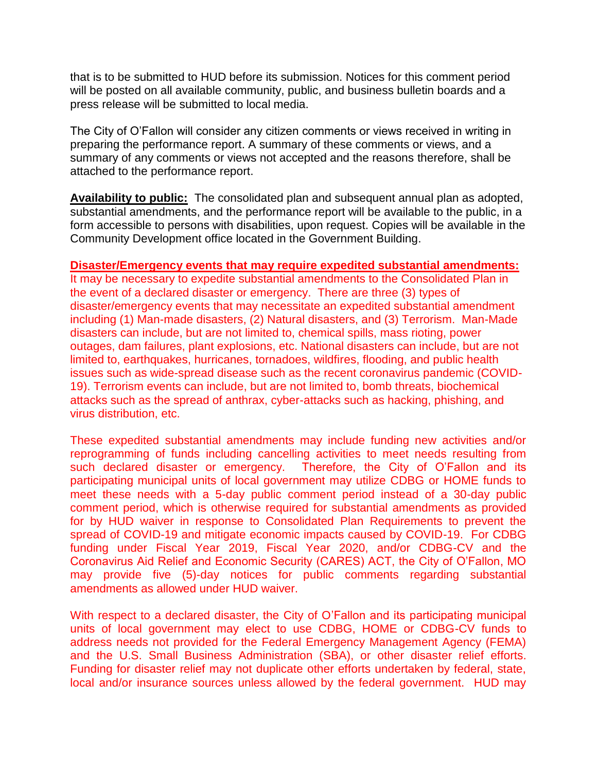that is to be submitted to HUD before its submission. Notices for this comment period will be posted on all available community, public, and business bulletin boards and a press release will be submitted to local media.

The City of O'Fallon will consider any citizen comments or views received in writing in preparing the performance report. A summary of these comments or views, and a summary of any comments or views not accepted and the reasons therefore, shall be attached to the performance report.

**Availability to public:** The consolidated plan and subsequent annual plan as adopted, substantial amendments, and the performance report will be available to the public, in a form accessible to persons with disabilities, upon request. Copies will be available in the Community Development office located in the Government Building.

**Disaster/Emergency events that may require expedited substantial amendments:**
It may be necessary to expedite substantial amendments to the Consolidated Plan in the event of a declared disaster or emergency. There are three (3) types of disaster/emergency events that may necessitate an expedited substantial amendment including (1) Man-made disasters, (2) Natural disasters, and (3) Terrorism. Man-Made disasters can include, but are not limited to, chemical spills, mass rioting, power outages, dam failures, plant explosions, etc. National disasters can include, but are not limited to, earthquakes, hurricanes, tornadoes, wildfires, flooding, and public health issues such as wide-spread disease such as the recent coronavirus pandemic (COVID-19). Terrorism events can include, but are not limited to, bomb threats, biochemical attacks such as the spread of anthrax, cyber-attacks such as hacking, phishing, and virus distribution, etc.

These expedited substantial amendments may include funding new activities and/or reprogramming of funds including cancelling activities to meet needs resulting from such declared disaster or emergency. Therefore, the City of O'Fallon and its participating municipal units of local government may utilize CDBG or HOME funds to meet these needs with a 5-day public comment period instead of a 30-day public comment period, which is otherwise required for substantial amendments as provided for by HUD waiver in response to Consolidated Plan Requirements to prevent the spread of COVID-19 and mitigate economic impacts caused by COVID-19. For CDBG funding under Fiscal Year 2019, Fiscal Year 2020, and/or CDBG-CV and the Coronavirus Aid Relief and Economic Security (CARES) ACT, the City of O'Fallon, MO may provide five (5)-day notices for public comments regarding substantial amendments as allowed under HUD waiver.

With respect to a declared disaster, the City of O'Fallon and its participating municipal units of local government may elect to use CDBG, HOME or CDBG-CV funds to address needs not provided for the Federal Emergency Management Agency (FEMA) and the U.S. Small Business Administration (SBA), or other disaster relief efforts. Funding for disaster relief may not duplicate other efforts undertaken by federal, state, local and/or insurance sources unless allowed by the federal government. HUD may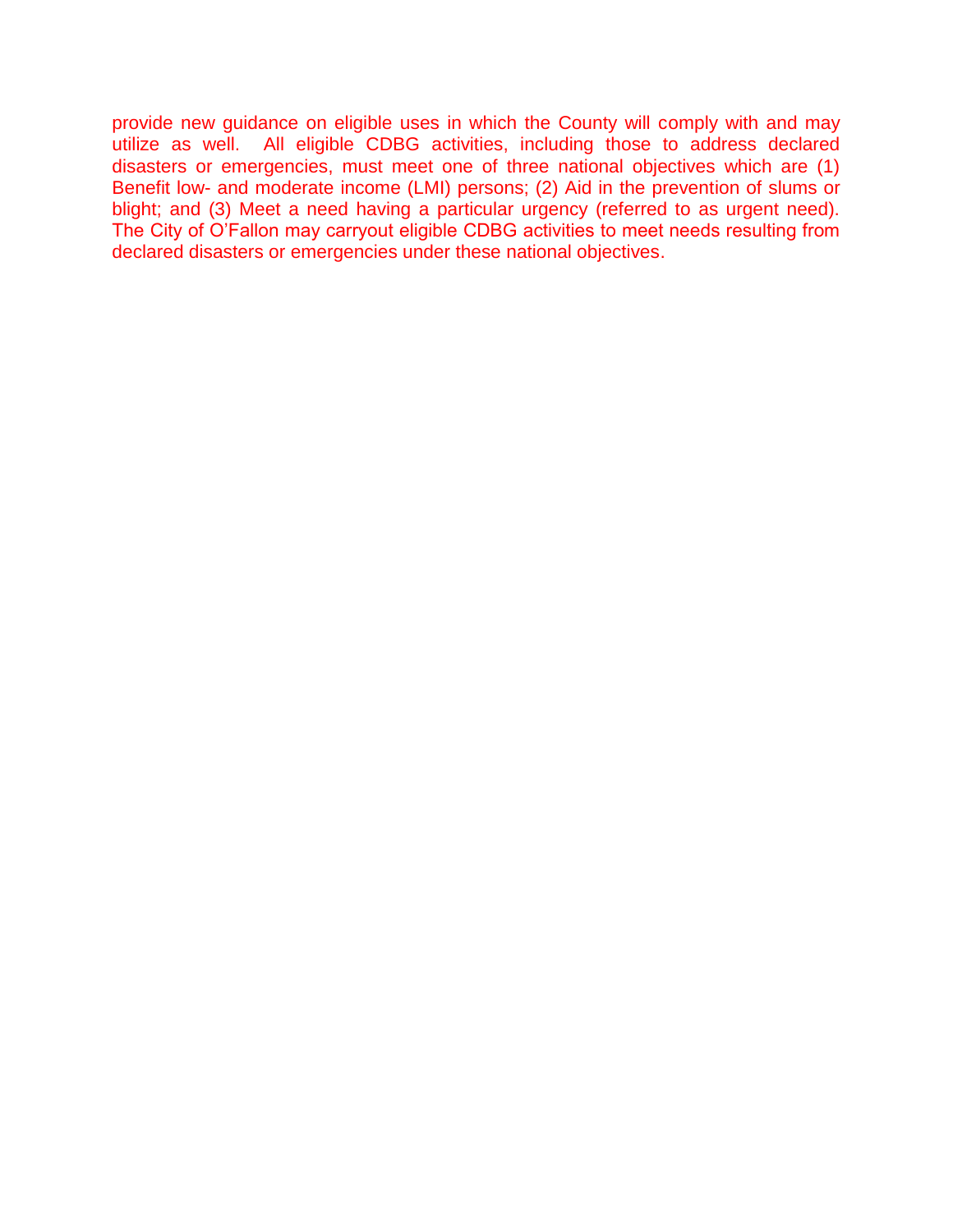provide new guidance on eligible uses in which the County will comply with and may utilize as well. All eligible CDBG activities, including those to address declared disasters or emergencies, must meet one of three national objectives which are (1) Benefit low- and moderate income (LMI) persons; (2) Aid in the prevention of slums or blight; and (3) Meet a need having a particular urgency (referred to as urgent need). The City of O'Fallon may carryout eligible CDBG activities to meet needs resulting from declared disasters or emergencies under these national objectives.